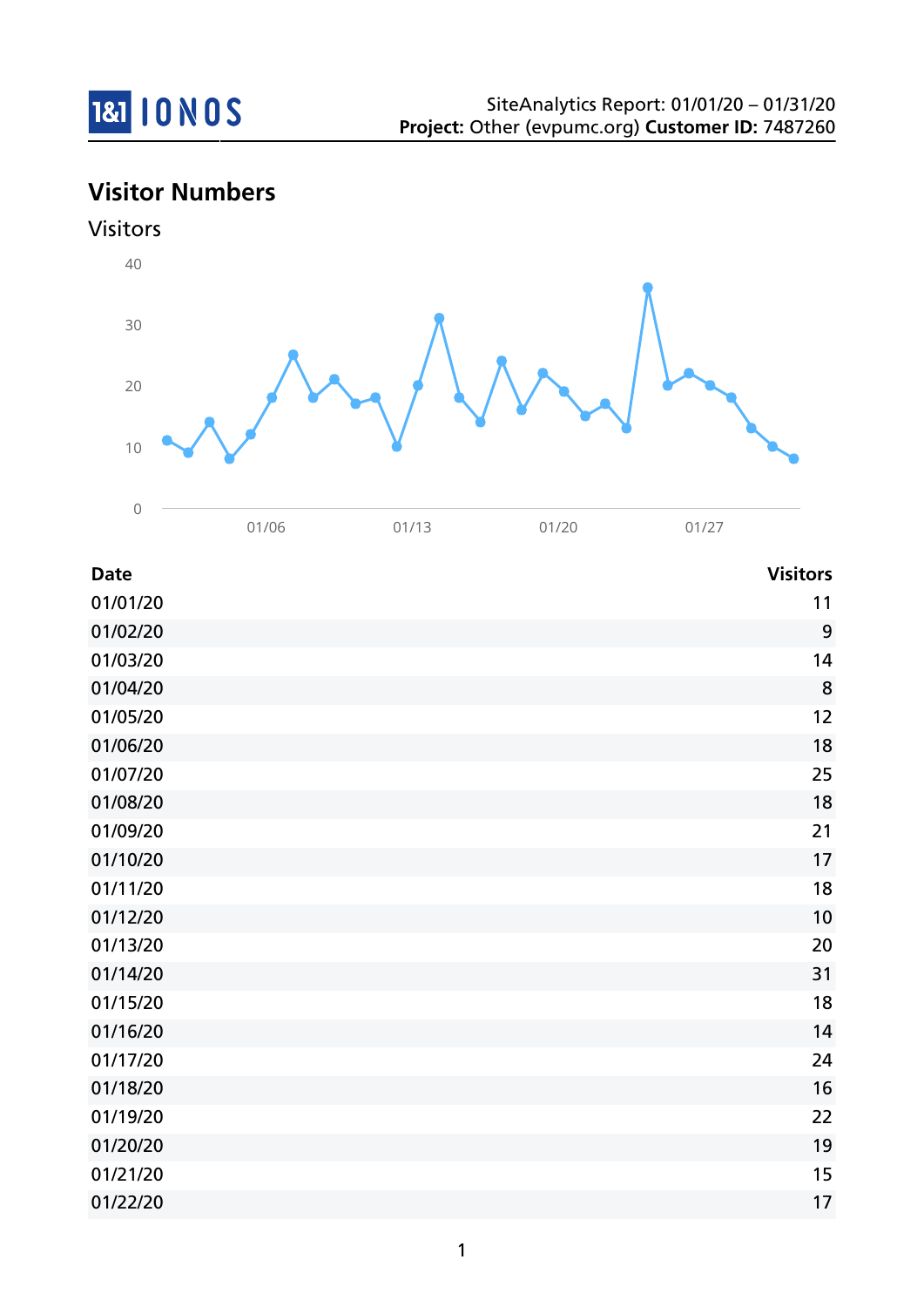SiteAnalytics Report: 01/01/20 – 01/31/20
**Project:** Other (evpumc.org) **Customer ID:** 7487260

## Visitor Numbers

### Visitors

| Date | Visitors |
|---|---:|
| 01/01/20 | 11 |
| 01/02/20 | 9 |
| 01/03/20 | 14 |
| 01/04/20 | 8 |
| 01/05/20 | 12 |
| 01/06/20 | 18 |
| 01/07/20 | 25 |
| 01/08/20 | 18 |
| 01/09/20 | 21 |
| 01/10/20 | 17 |
| 01/11/20 | 18 |
| 01/12/20 | 10 |
| 01/13/20 | 20 |
| 01/14/20 | 31 |
| 01/15/20 | 18 |
| 01/16/20 | 14 |
| 01/17/20 | 24 |
| 01/18/20 | 16 |
| 01/19/20 | 22 |
| 01/20/20 | 19 |
| 01/21/20 | 15 |
| 01/22/20 | 17 |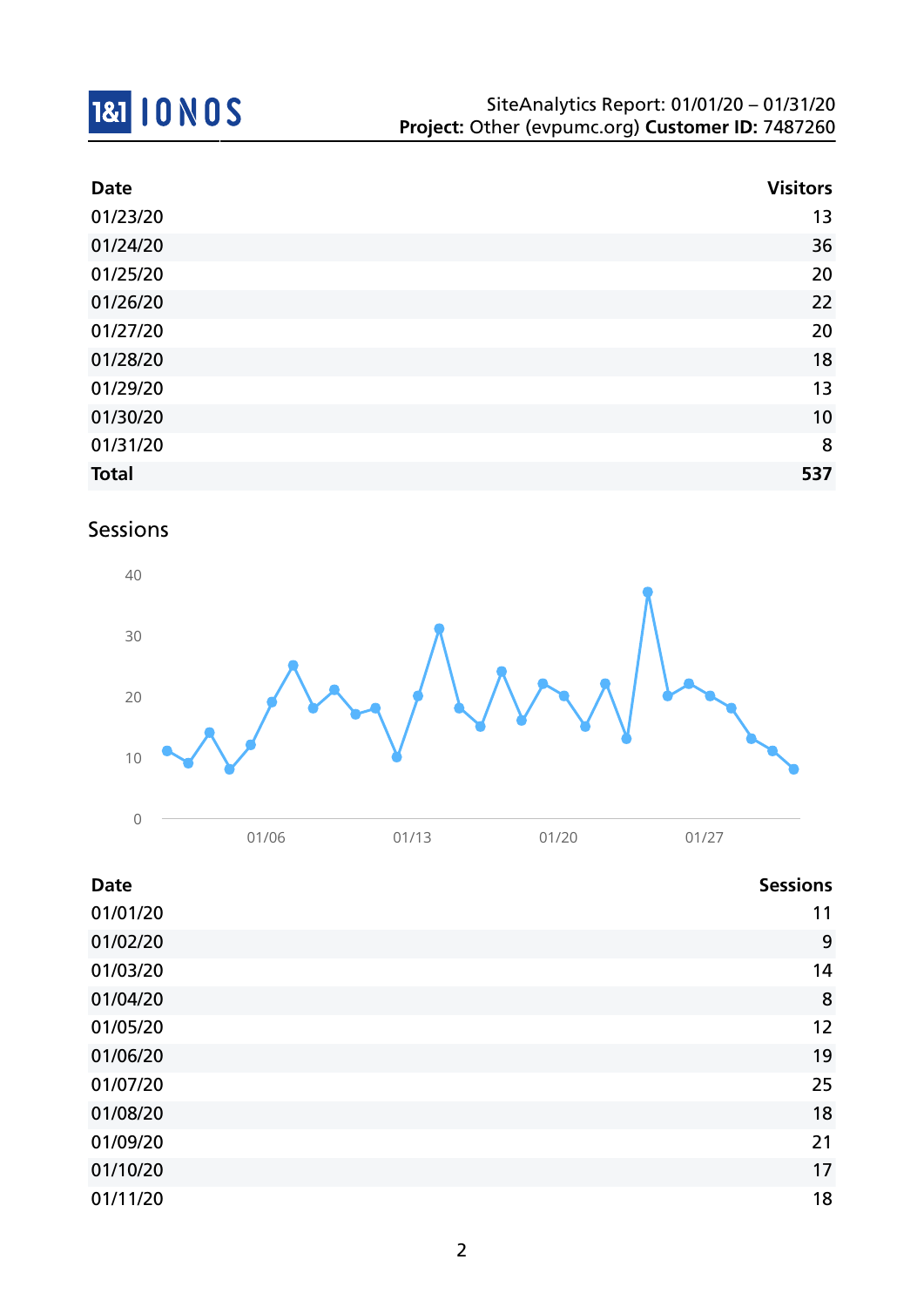| Date | Visitors |
| --- | --- |
| 01/23/20 | 13 |
| 01/24/20 | 36 |
| 01/25/20 | 20 |
| 01/26/20 | 22 |
| 01/27/20 | 20 |
| 01/28/20 | 18 |
| 01/29/20 | 13 |
| 01/30/20 | 10 |
| 01/31/20 | 8 |
| **Total** | **537** |

## Sessions

| Date | Sessions |
| --- | --- |
| 01/01/20 | 11 |
| 01/02/20 | 9 |
| 01/03/20 | 14 |
| 01/04/20 | 8 |
| 01/05/20 | 12 |
| 01/06/20 | 19 |
| 01/07/20 | 25 |
| 01/08/20 | 18 |
| 01/09/20 | 21 |
| 01/10/20 | 17 |
| 01/11/20 | 18 |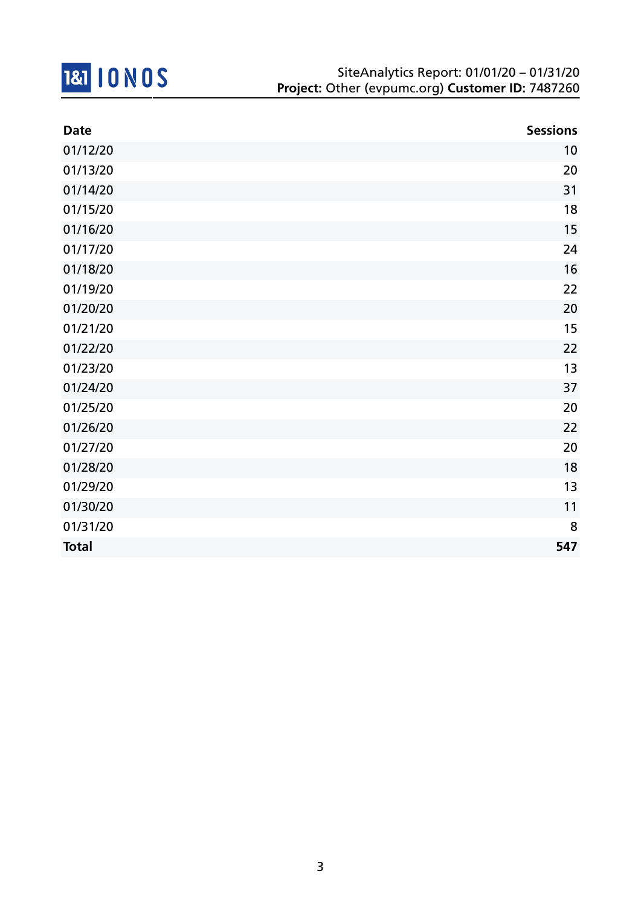| Date | Sessions |
| --- | ---: |
| 01/12/20 | 10 |
| 01/13/20 | 20 |
| 01/14/20 | 31 |
| 01/15/20 | 18 |
| 01/16/20 | 15 |
| 01/17/20 | 24 |
| 01/18/20 | 16 |
| 01/19/20 | 22 |
| 01/20/20 | 20 |
| 01/21/20 | 15 |
| 01/22/20 | 22 |
| 01/23/20 | 13 |
| 01/24/20 | 37 |
| 01/25/20 | 20 |
| 01/26/20 | 22 |
| 01/27/20 | 20 |
| 01/28/20 | 18 |
| 01/29/20 | 13 |
| 01/30/20 | 11 |
| 01/31/20 | 8 |
| **Total** | **547** |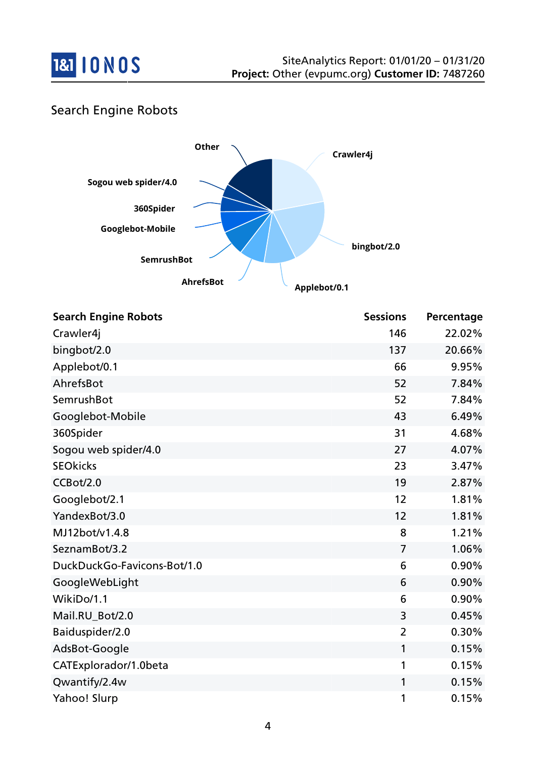## Search Engine Robots

| Search Engine Robots | Sessions | Percentage |
|---|---|---|
| Crawler4j | 146 | 22.02% |
| bingbot/2.0 | 137 | 20.66% |
| Applebot/0.1 | 66 | 9.95% |
| AhrefsBot | 52 | 7.84% |
| SemrushBot | 52 | 7.84% |
| Googlebot-Mobile | 43 | 6.49% |
| 360Spider | 31 | 4.68% |
| Sogou web spider/4.0 | 27 | 4.07% |
| SEOkicks | 23 | 3.47% |
| CCBot/2.0 | 19 | 2.87% |
| Googlebot/2.1 | 12 | 1.81% |
| YandexBot/3.0 | 12 | 1.81% |
| MJ12bot/v1.4.8 | 8 | 1.21% |
| SeznamBot/3.2 | 7 | 1.06% |
| DuckDuckGo-Favicons-Bot/1.0 | 6 | 0.90% |
| GoogleWebLight | 6 | 0.90% |
| WikiDo/1.1 | 6 | 0.90% |
| Mail.RU_Bot/2.0 | 3 | 0.45% |
| Baiduspider/2.0 | 2 | 0.30% |
| AdsBot-Google | 1 | 0.15% |
| CATExplorador/1.0beta | 1 | 0.15% |
| Qwantify/2.4w | 1 | 0.15% |
| Yahoo! Slurp | 1 | 0.15% |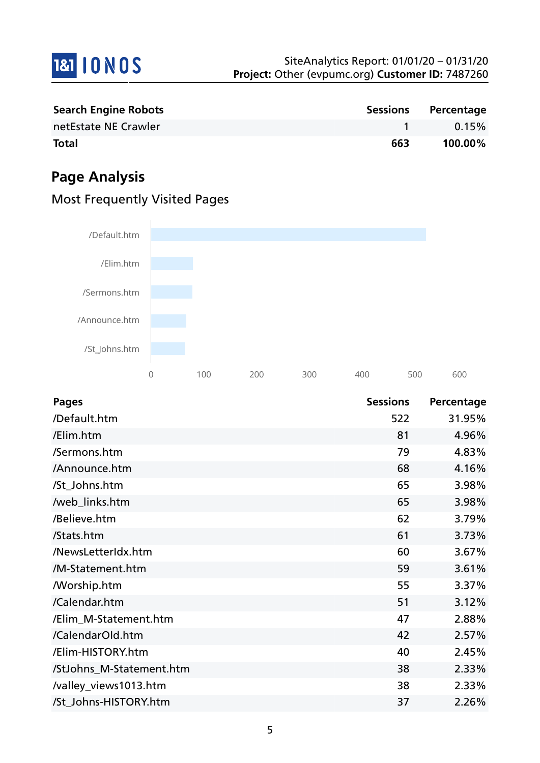| Search Engine Robots | Sessions | Percentage |
|---|---|---|
| netEstate NE Crawler | 1 | 0.15% |
| **Total** | **663** | **100.00%** |

## Page Analysis

### Most Frequently Visited Pages

| Pages | Sessions | Percentage |
|---|---|---|
| /Default.htm | 522 | 31.95% |
| /Elim.htm | 81 | 4.96% |
| /Sermons.htm | 79 | 4.83% |
| /Announce.htm | 68 | 4.16% |
| /St_Johns.htm | 65 | 3.98% |
| /web_links.htm | 65 | 3.98% |
| /Believe.htm | 62 | 3.79% |
| /Stats.htm | 61 | 3.73% |
| /NewsLetterIdx.htm | 60 | 3.67% |
| /M-Statement.htm | 59 | 3.61% |
| /Worship.htm | 55 | 3.37% |
| /Calendar.htm | 51 | 3.12% |
| /Elim_M-Statement.htm | 47 | 2.88% |
| /CalendarOld.htm | 42 | 2.57% |
| /Elim-HISTORY.htm | 40 | 2.45% |
| /StJohns_M-Statement.htm | 38 | 2.33% |
| /valley_views1013.htm | 38 | 2.33% |
| /St_Johns-HISTORY.htm | 37 | 2.26% |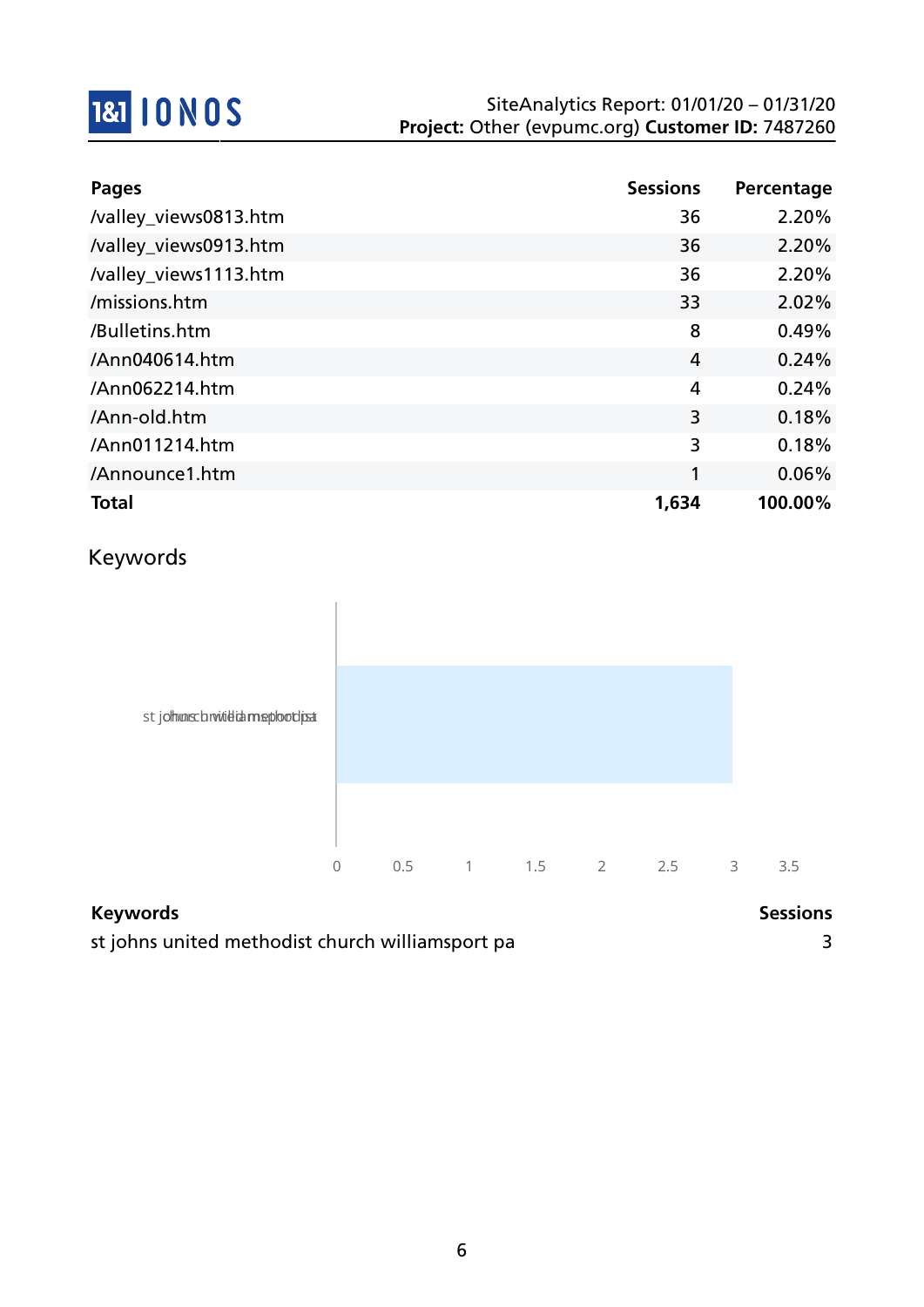| Pages | Sessions | Percentage |
|---|---|---|
| /valley_views0813.htm | 36 | 2.20% |
| /valley_views0913.htm | 36 | 2.20% |
| /valley_views1113.htm | 36 | 2.20% |
| /missions.htm | 33 | 2.02% |
| /Bulletins.htm | 8 | 0.49% |
| /Ann040614.htm | 4 | 0.24% |
| /Ann062214.htm | 4 | 0.24% |
| /Ann-old.htm | 3 | 0.18% |
| /Ann011214.htm | 3 | 0.18% |
| /Announce1.htm | 1 | 0.06% |
| **Total** | **1,634** | **100.00%** |

## Keywords

| Keywords | Sessions |
|---|---|
| st johns united methodist church williamsport pa | 3 |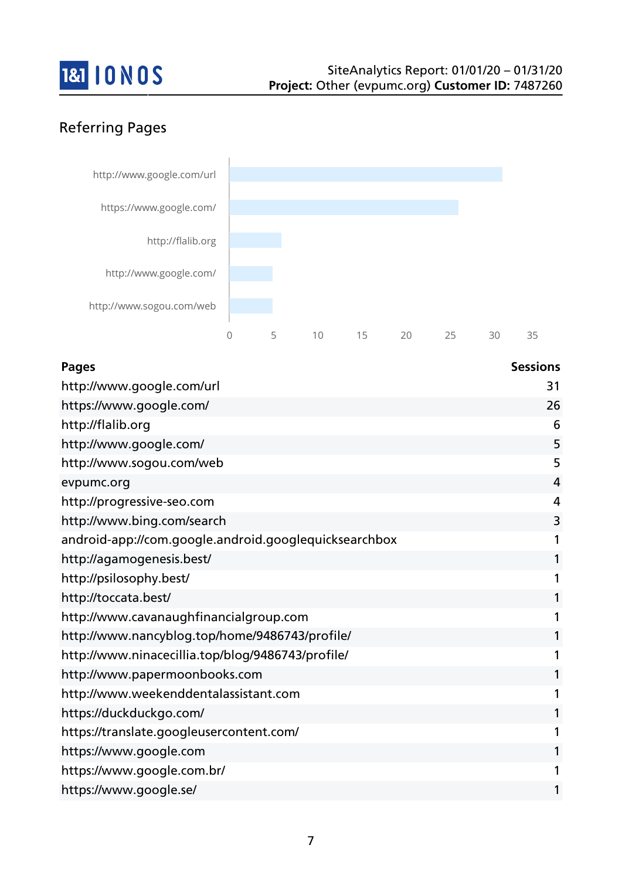## Referring Pages

| Pages | Sessions |
| --- | --- |
| http://www.google.com/url | 31 |
| https://www.google.com/ | 26 |
| http://flalib.org | 6 |
| http://www.google.com/ | 5 |
| http://www.sogou.com/web | 5 |
| evpumc.org | 4 |
| http://progressive-seo.com | 4 |
| http://www.bing.com/search | 3 |
| android-app://com.google.android.googlequicksearchbox | 1 |
| http://agamogenesis.best/ | 1 |
| http://psilosophy.best/ | 1 |
| http://toccata.best/ | 1 |
| http://www.cavanaughfinancialgroup.com | 1 |
| http://www.nancyblog.top/home/9486743/profile/ | 1 |
| http://www.ninacecillia.top/blog/9486743/profile/ | 1 |
| http://www.papermoonbooks.com | 1 |
| http://www.weekenddentalassistant.com | 1 |
| https://duckduckgo.com/ | 1 |
| https://translate.googleusercontent.com/ | 1 |
| https://www.google.com | 1 |
| https://www.google.com.br/ | 1 |
| https://www.google.se/ | 1 |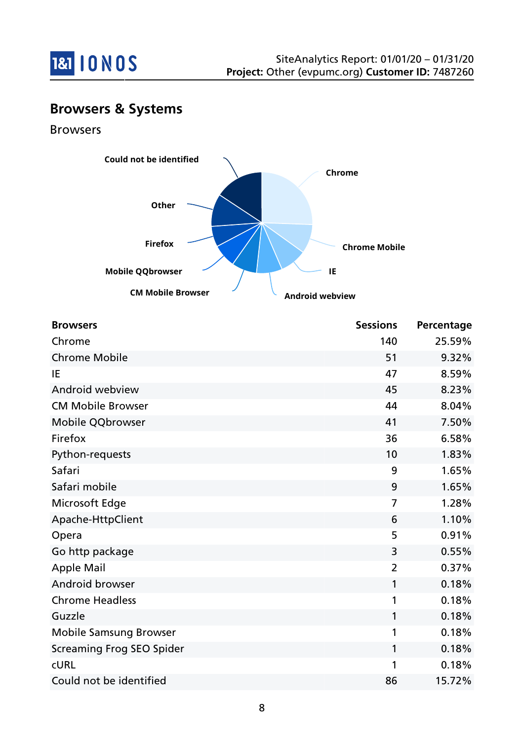## Browsers & Systems

### Browsers

| Browsers | Sessions | Percentage |
|---|---|---|
| Chrome | 140 | 25.59% |
| Chrome Mobile | 51 | 9.32% |
| IE | 47 | 8.59% |
| Android webview | 45 | 8.23% |
| CM Mobile Browser | 44 | 8.04% |
| Mobile QQbrowser | 41 | 7.50% |
| Firefox | 36 | 6.58% |
| Python-requests | 10 | 1.83% |
| Safari | 9 | 1.65% |
| Safari mobile | 9 | 1.65% |
| Microsoft Edge | 7 | 1.28% |
| Apache-HttpClient | 6 | 1.10% |
| Opera | 5 | 0.91% |
| Go http package | 3 | 0.55% |
| Apple Mail | 2 | 0.37% |
| Android browser | 1 | 0.18% |
| Chrome Headless | 1 | 0.18% |
| Guzzle | 1 | 0.18% |
| Mobile Samsung Browser | 1 | 0.18% |
| Screaming Frog SEO Spider | 1 | 0.18% |
| cURL | 1 | 0.18% |
| Could not be identified | 86 | 15.72% |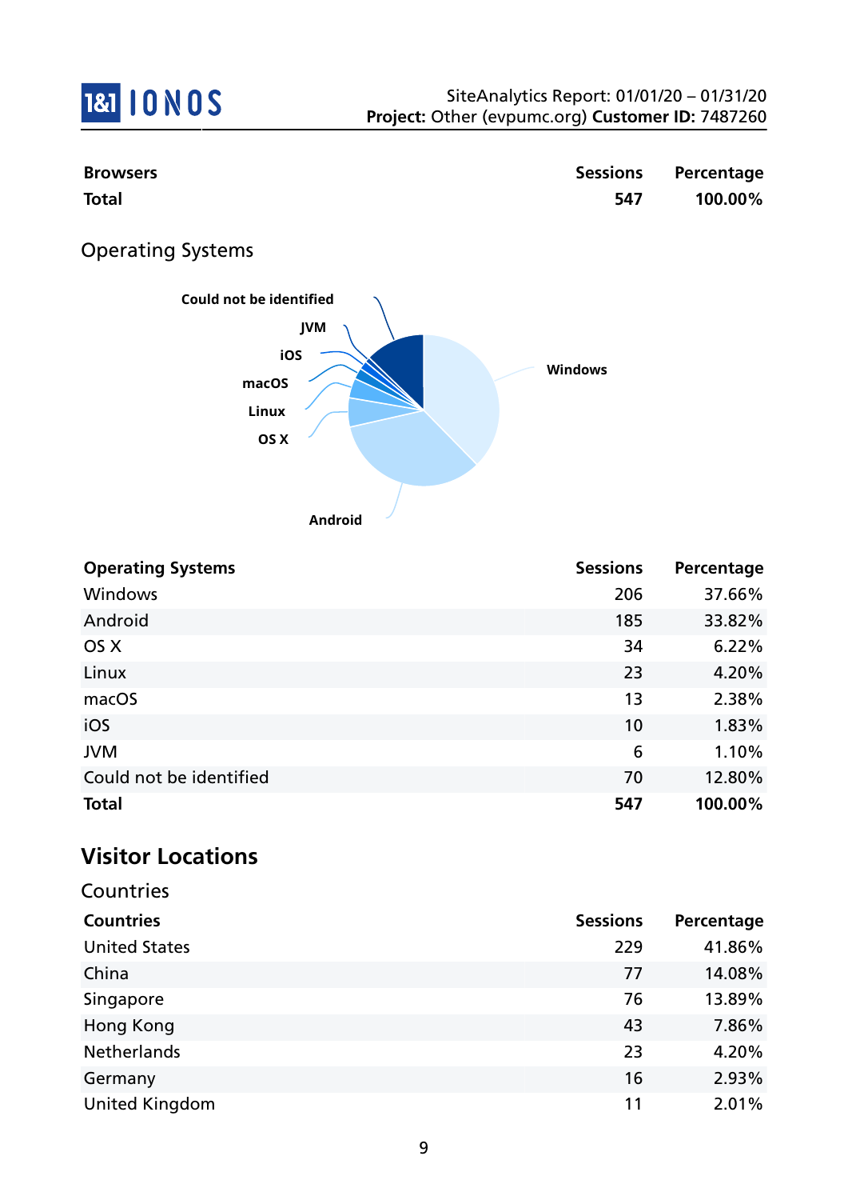| Browsers | Sessions | Percentage |
|---|---|---|
| **Total** | **547** | **100.00%** |

## Operating Systems

| Operating Systems | Sessions | Percentage |
|---|---|---|
| Windows | 206 | 37.66% |
| Android | 185 | 33.82% |
| OS X | 34 | 6.22% |
| Linux | 23 | 4.20% |
| macOS | 13 | 2.38% |
| iOS | 10 | 1.83% |
| JVM | 6 | 1.10% |
| Could not be identified | 70 | 12.80% |
| **Total** | **547** | **100.00%** |

# Visitor Locations

## Countries

| Countries | Sessions | Percentage |
|---|---|---|
| United States | 229 | 41.86% |
| China | 77 | 14.08% |
| Singapore | 76 | 13.89% |
| Hong Kong | 43 | 7.86% |
| Netherlands | 23 | 4.20% |
| Germany | 16 | 2.93% |
| United Kingdom | 11 | 2.01% |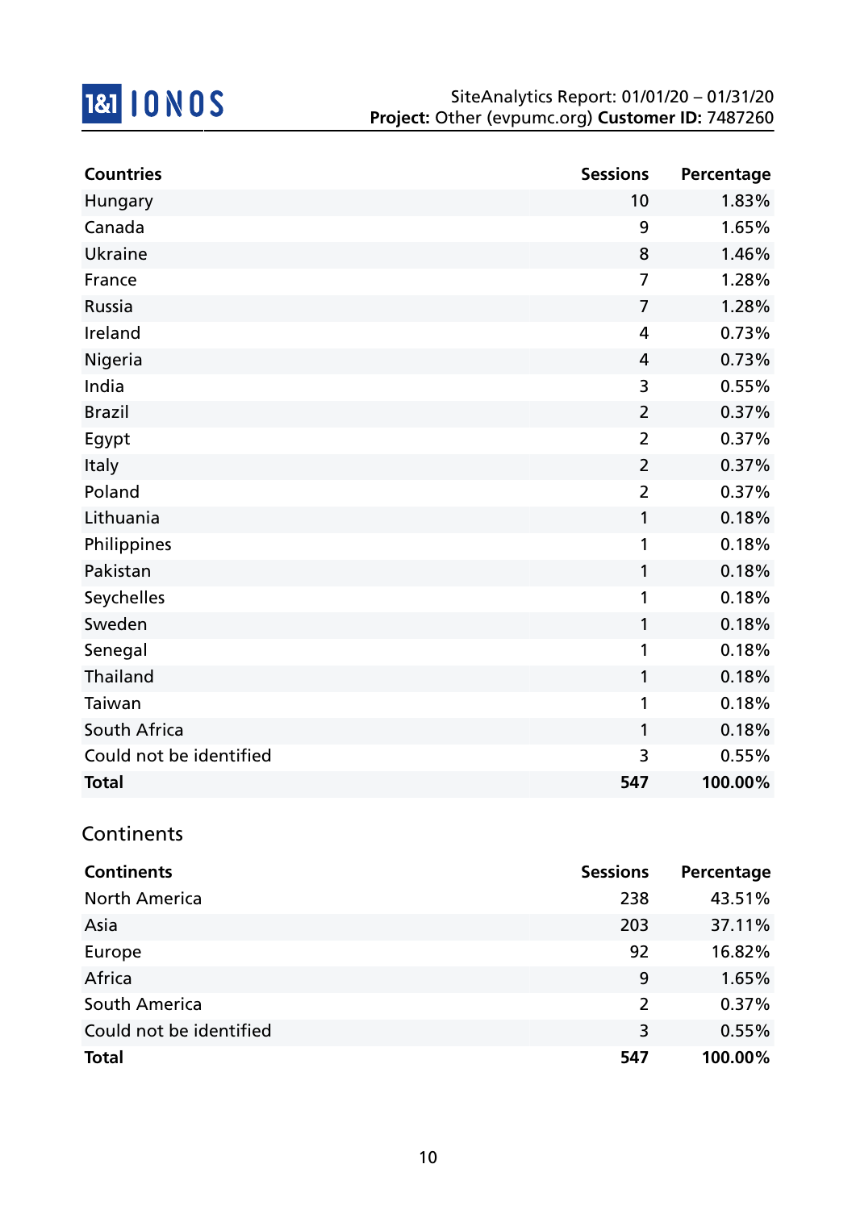SiteAnalytics Report: 01/01/20 – 01/31/20
**Project:** Other (evpumc.org) **Customer ID:** 7487260

| Countries | Sessions | Percentage |
|---|---|---|
| Hungary | 10 | 1.83% |
| Canada | 9 | 1.65% |
| Ukraine | 8 | 1.46% |
| France | 7 | 1.28% |
| Russia | 7 | 1.28% |
| Ireland | 4 | 0.73% |
| Nigeria | 4 | 0.73% |
| India | 3 | 0.55% |
| Brazil | 2 | 0.37% |
| Egypt | 2 | 0.37% |
| Italy | 2 | 0.37% |
| Poland | 2 | 0.37% |
| Lithuania | 1 | 0.18% |
| Philippines | 1 | 0.18% |
| Pakistan | 1 | 0.18% |
| Seychelles | 1 | 0.18% |
| Sweden | 1 | 0.18% |
| Senegal | 1 | 0.18% |
| Thailand | 1 | 0.18% |
| Taiwan | 1 | 0.18% |
| South Africa | 1 | 0.18% |
| Could not be identified | 3 | 0.55% |
| **Total** | **547** | **100.00%** |

## Continents

| Continents | Sessions | Percentage |
|---|---|---|
| North America | 238 | 43.51% |
| Asia | 203 | 37.11% |
| Europe | 92 | 16.82% |
| Africa | 9 | 1.65% |
| South America | 2 | 0.37% |
| Could not be identified | 3 | 0.55% |
| **Total** | **547** | **100.00%** |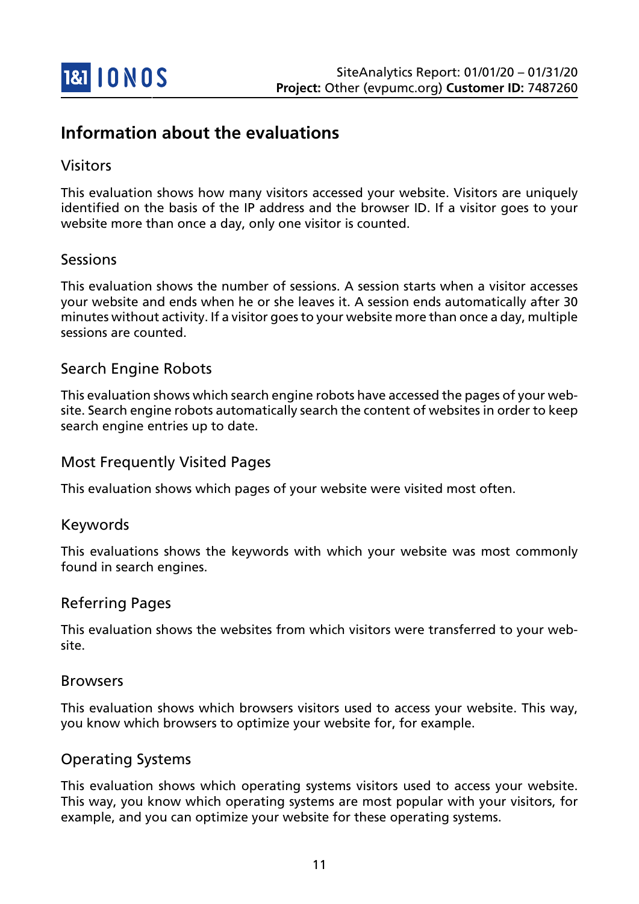# Information about the evaluations

## Visitors

This evaluation shows how many visitors accessed your website. Visitors are uniquely identified on the basis of the IP address and the browser ID. If a visitor goes to your website more than once a day, only one visitor is counted.

## Sessions

This evaluation shows the number of sessions. A session starts when a visitor accesses your website and ends when he or she leaves it. A session ends automatically after 30 minutes without activity. If a visitor goes to your website more than once a day, multiple sessions are counted.

## Search Engine Robots

This evaluation shows which search engine robots have accessed the pages of your website. Search engine robots automatically search the content of websites in order to keep search engine entries up to date.

## Most Frequently Visited Pages

This evaluation shows which pages of your website were visited most often.

## Keywords

This evaluations shows the keywords with which your website was most commonly found in search engines.

## Referring Pages

This evaluation shows the websites from which visitors were transferred to your website.

## Browsers

This evaluation shows which browsers visitors used to access your website. This way, you know which browsers to optimize your website for, for example.

## Operating Systems

This evaluation shows which operating systems visitors used to access your website. This way, you know which operating systems are most popular with your visitors, for example, and you can optimize your website for these operating systems.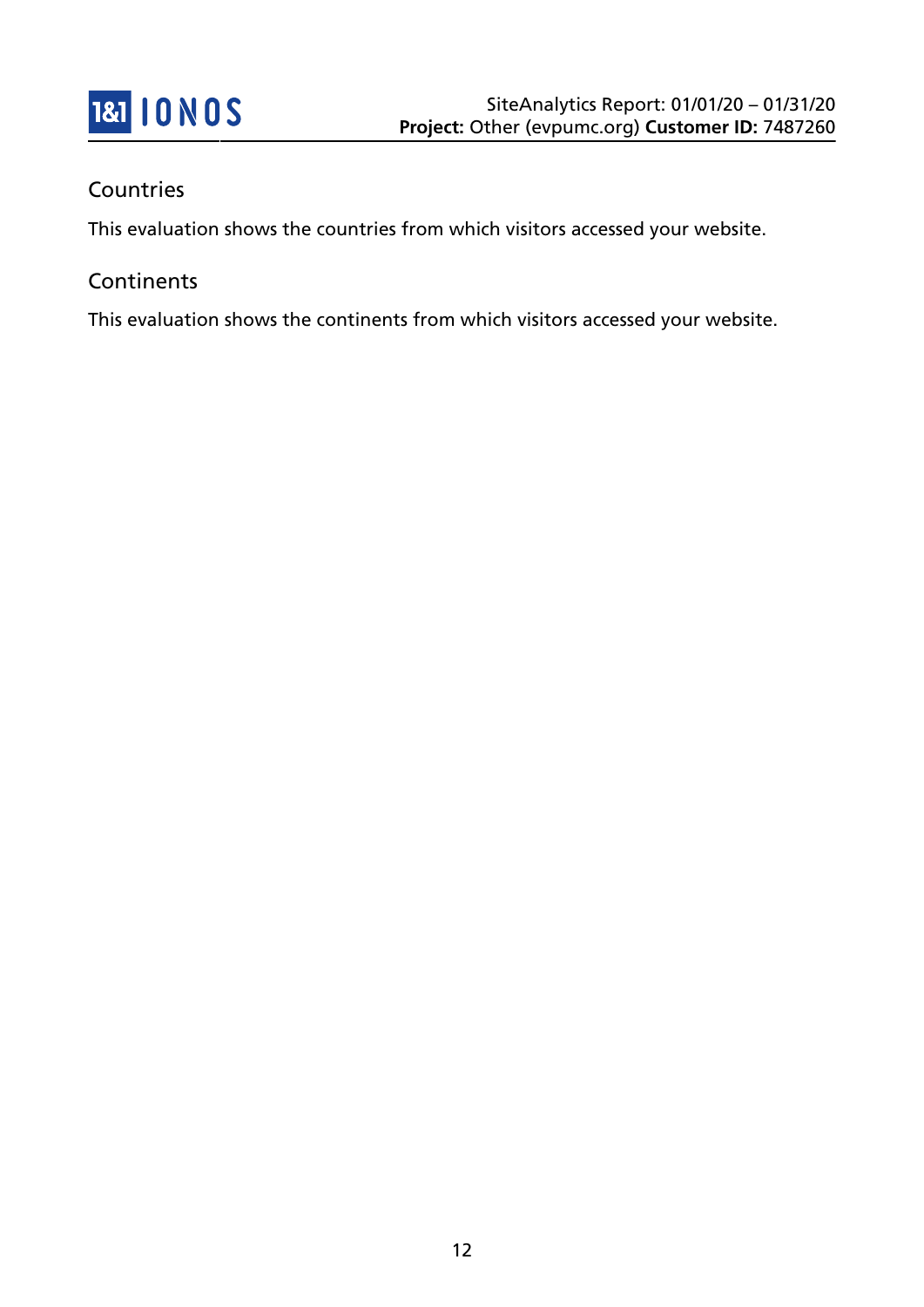## Countries

This evaluation shows the countries from which visitors accessed your website.

## Continents

This evaluation shows the continents from which visitors accessed your website.